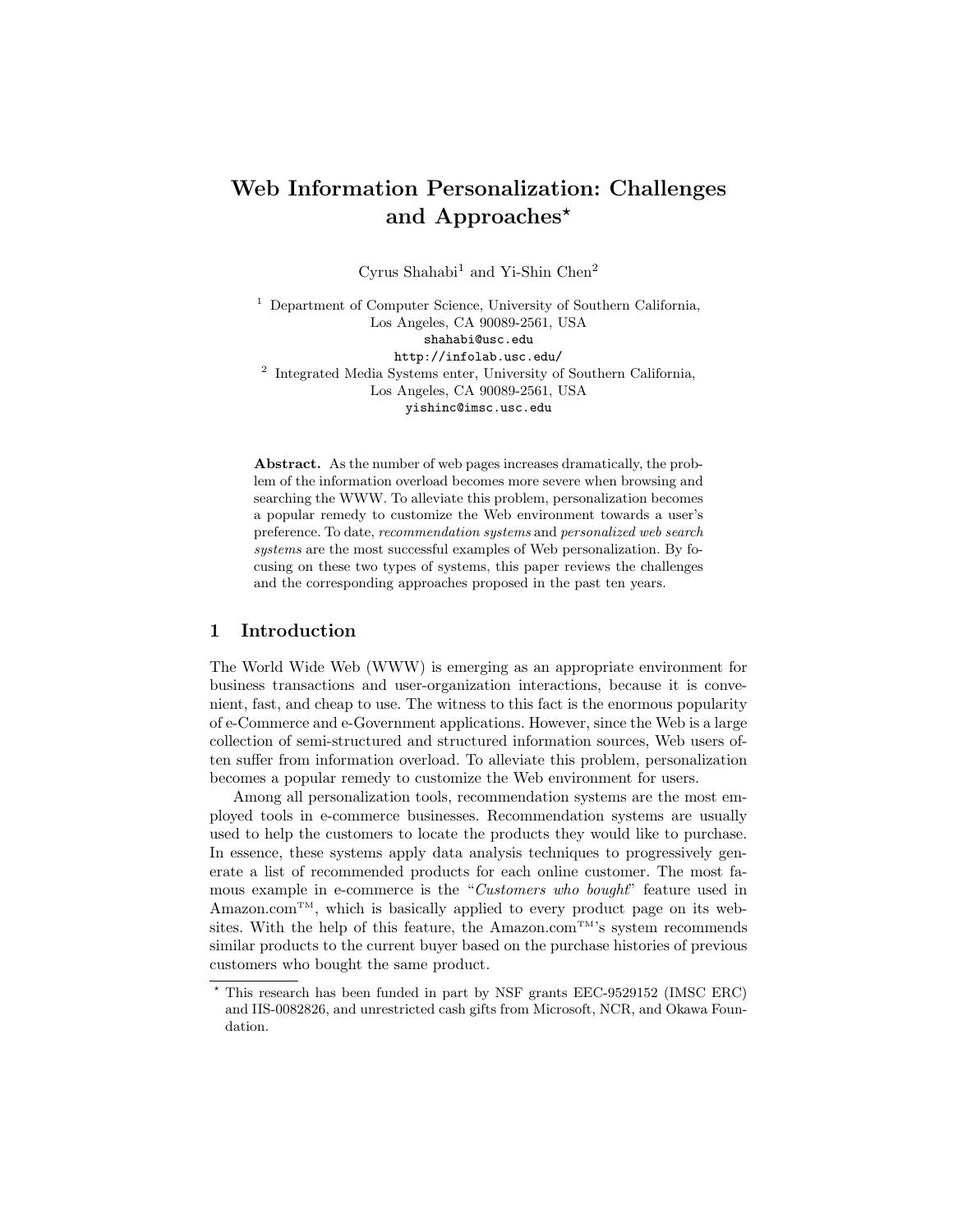# Web Information Personalization: Challenges and Approaches*

Cyrus Shahabi[1] and Yi-Shin Chen[2]

[1] Department of Computer Science, University of Southern California, Los Angeles, CA 90089-2561, USA
shahabi@usc.edu
http://infolab.usc.edu/

[2] Integrated Media Systems enter, University of Southern California, Los Angeles, CA 90089-2561, USA
yishinc@imsc.usc.edu

**Abstract.** As the number of web pages increases dramatically, the problem of the information overload becomes more severe when browsing and searching the WWW. To alleviate this problem, personalization becomes a popular remedy to customize the Web environment towards a user's preference. To date, *recommendation systems* and *personalized web search systems* are the most successful examples of Web personalization. By focusing on these two types of systems, this paper reviews the challenges and the corresponding approaches proposed in the past ten years.

## 1 Introduction

The World Wide Web (WWW) is emerging as an appropriate environment for business transactions and user-organization interactions, because it is convenient, fast, and cheap to use. The witness to this fact is the enormous popularity of e-Commerce and e-Government applications. However, since the Web is a large collection of semi-structured and structured information sources, Web users often suffer from information overload. To alleviate this problem, personalization becomes a popular remedy to customize the Web environment for users.

Among all personalization tools, recommendation systems are the most employed tools in e-commerce businesses. Recommendation systems are usually used to help the customers to locate the products they would like to purchase. In essence, these systems apply data analysis techniques to progressively generate a list of recommended products for each online customer. The most famous example in e-commerce is the "*Customers who bought*" feature used in Amazon.com™, which is basically applied to every product page on its websites. With the help of this feature, the Amazon.com™'s system recommends similar products to the current buyer based on the purchase histories of previous customers who bought the same product.

* This research has been funded in part by NSF grants EEC-9529152 (IMSC ERC) and IIS-0082826, and unrestricted cash gifts from Microsoft, NCR, and Okawa Foundation.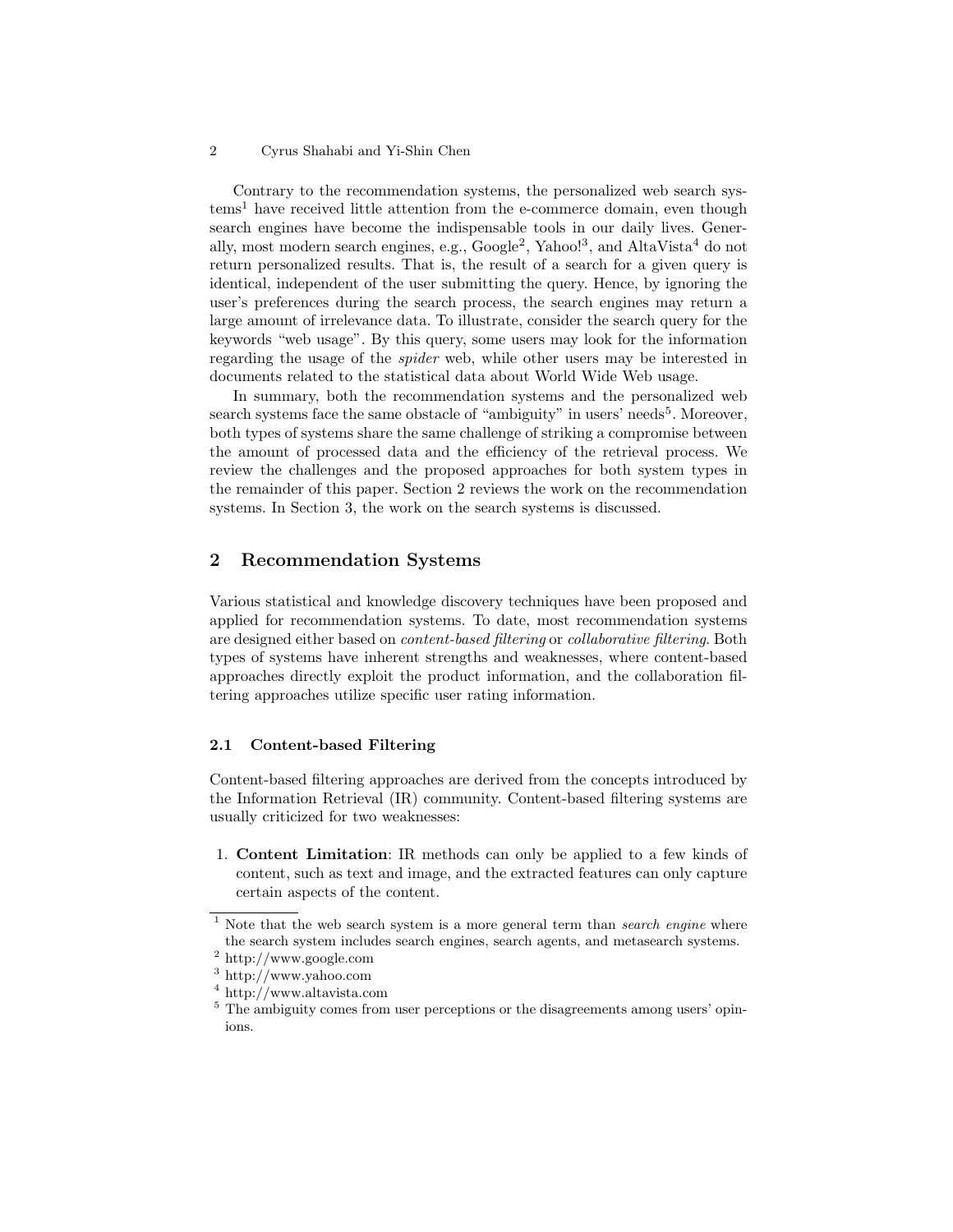Contrary to the recommendation systems, the personalized web search systems[1] have received little attention from the e-commerce domain, even though search engines have become the indispensable tools in our daily lives. Generally, most modern search engines, e.g., Google[2], Yahoo![3], and AltaVista[4] do not return personalized results. That is, the result of a search for a given query is identical, independent of the user submitting the query. Hence, by ignoring the user's preferences during the search process, the search engines may return a large amount of irrelevance data. To illustrate, consider the search query for the keywords "web usage". By this query, some users may look for the information regarding the usage of the *spider* web, while other users may be interested in documents related to the statistical data about World Wide Web usage.

In summary, both the recommendation systems and the personalized web search systems face the same obstacle of "ambiguity" in users' needs[5]. Moreover, both types of systems share the same challenge of striking a compromise between the amount of processed data and the efficiency of the retrieval process. We review the challenges and the proposed approaches for both system types in the remainder of this paper. Section 2 reviews the work on the recommendation systems. In Section 3, the work on the search systems is discussed.

## 2 Recommendation Systems

Various statistical and knowledge discovery techniques have been proposed and applied for recommendation systems. To date, most recommendation systems are designed either based on *content-based filtering* or *collaborative filtering*. Both types of systems have inherent strengths and weaknesses, where content-based approaches directly exploit the product information, and the collaboration filtering approaches utilize specific user rating information.

### 2.1 Content-based Filtering

Content-based filtering approaches are derived from the concepts introduced by the Information Retrieval (IR) community. Content-based filtering systems are usually criticized for two weaknesses:

1. **Content Limitation**: IR methods can only be applied to a few kinds of content, such as text and image, and the extracted features can only capture certain aspects of the content.

---

[1] Note that the web search system is a more general term than *search engine* where the search system includes search engines, search agents, and metasearch systems.

[2] http://www.google.com

[3] http://www.yahoo.com

[4] http://www.altavista.com

[5] The ambiguity comes from user perceptions or the disagreements among users' opinions.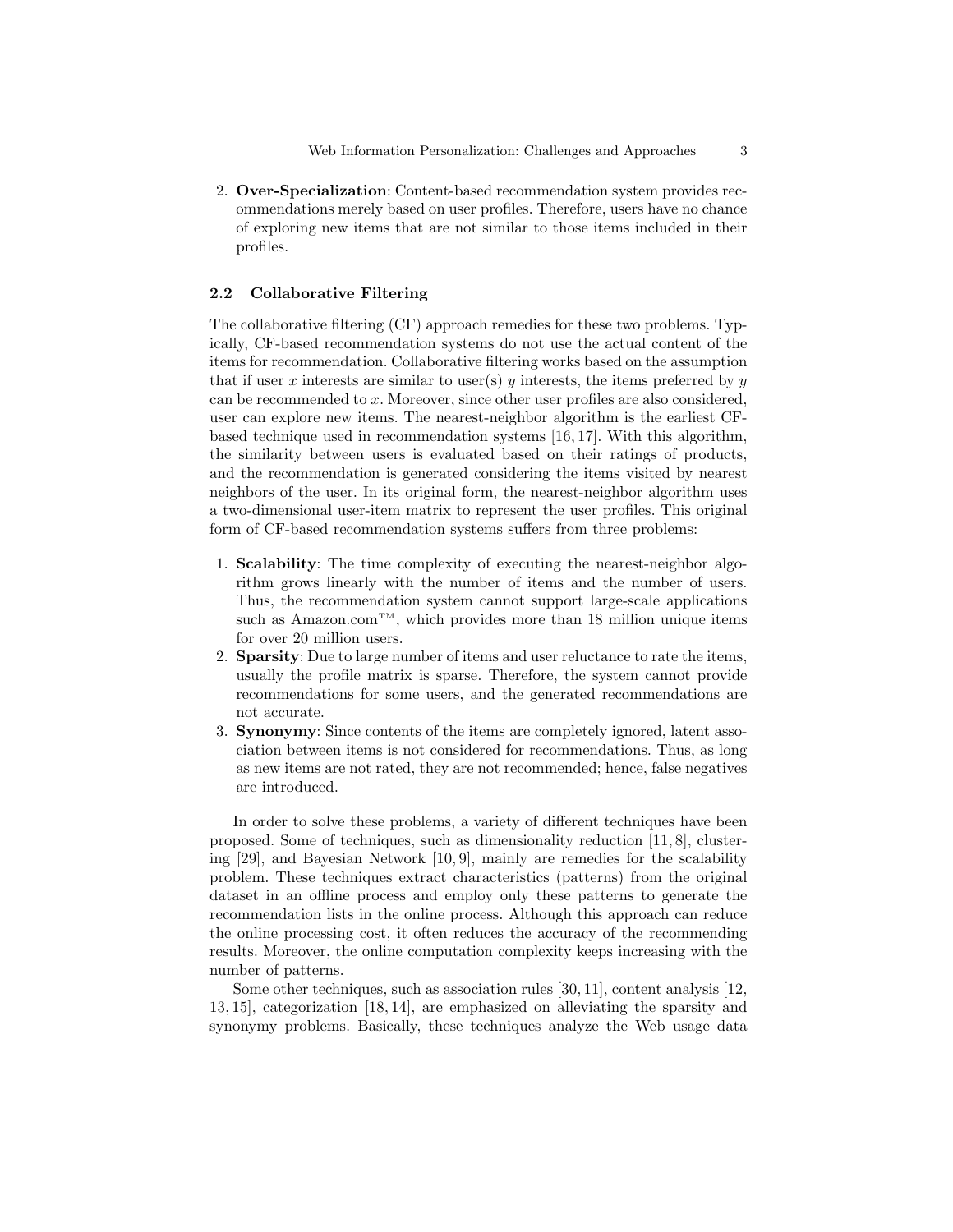2. **Over-Specialization**: Content-based recommendation system provides recommendations merely based on user profiles. Therefore, users have no chance of exploring new items that are not similar to those items included in their profiles.

### 2.2 Collaborative Filtering

The collaborative filtering (CF) approach remedies for these two problems. Typically, CF-based recommendation systems do not use the actual content of the items for recommendation. Collaborative filtering works based on the assumption that if user $x$ interests are similar to user(s) $y$ interests, the items preferred by $y$ can be recommended to $x$. Moreover, since other user profiles are also considered, user can explore new items. The nearest-neighbor algorithm is the earliest CF-based technique used in recommendation systems [16, 17]. With this algorithm, the similarity between users is evaluated based on their ratings of products, and the recommendation is generated considering the items visited by nearest neighbors of the user. In its original form, the nearest-neighbor algorithm uses a two-dimensional user-item matrix to represent the user profiles. This original form of CF-based recommendation systems suffers from three problems:

1. **Scalability**: The time complexity of executing the nearest-neighbor algorithm grows linearly with the number of items and the number of users. Thus, the recommendation system cannot support large-scale applications such as Amazon.com™, which provides more than 18 million unique items for over 20 million users.
2. **Sparsity**: Due to large number of items and user reluctance to rate the items, usually the profile matrix is sparse. Therefore, the system cannot provide recommendations for some users, and the generated recommendations are not accurate.
3. **Synonymy**: Since contents of the items are completely ignored, latent association between items is not considered for recommendations. Thus, as long as new items are not rated, they are not recommended; hence, false negatives are introduced.

In order to solve these problems, a variety of different techniques have been proposed. Some of techniques, such as dimensionality reduction [11, 8], clustering [29], and Bayesian Network [10, 9], mainly are remedies for the scalability problem. These techniques extract characteristics (patterns) from the original dataset in an offline process and employ only these patterns to generate the recommendation lists in the online process. Although this approach can reduce the online processing cost, it often reduces the accuracy of the recommending results. Moreover, the online computation complexity keeps increasing with the number of patterns.

Some other techniques, such as association rules [30, 11], content analysis [12, 13, 15], categorization [18, 14], are emphasized on alleviating the sparsity and synonymy problems. Basically, these techniques analyze the Web usage data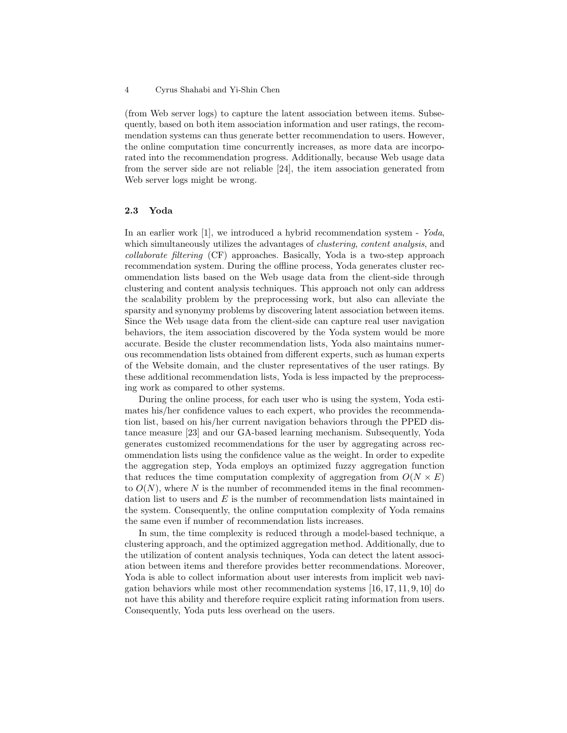(from Web server logs) to capture the latent association between items. Subsequently, based on both item association information and user ratings, the recommendation systems can thus generate better recommendation to users. However, the online computation time concurrently increases, as more data are incorporated into the recommendation progress. Additionally, because Web usage data from the server side are not reliable [24], the item association generated from Web server logs might be wrong.

### 2.3 Yoda

In an earlier work [1], we introduced a hybrid recommendation system - *Yoda*, which simultaneously utilizes the advantages of *clustering*, *content analysis*, and *collaborate filtering* (CF) approaches. Basically, Yoda is a two-step approach recommendation system. During the offline process, Yoda generates cluster recommendation lists based on the Web usage data from the client-side through clustering and content analysis techniques. This approach not only can address the scalability problem by the preprocessing work, but also can alleviate the sparsity and synonymy problems by discovering latent association between items. Since the Web usage data from the client-side can capture real user navigation behaviors, the item association discovered by the Yoda system would be more accurate. Beside the cluster recommendation lists, Yoda also maintains numerous recommendation lists obtained from different experts, such as human experts of the Website domain, and the cluster representatives of the user ratings. By these additional recommendation lists, Yoda is less impacted by the preprocessing work as compared to other systems.

During the online process, for each user who is using the system, Yoda estimates his/her confidence values to each expert, who provides the recommendation list, based on his/her current navigation behaviors through the PPED distance measure [23] and our GA-based learning mechanism. Subsequently, Yoda generates customized recommendations for the user by aggregating across recommendation lists using the confidence value as the weight. In order to expedite the aggregation step, Yoda employs an optimized fuzzy aggregation function that reduces the time computation complexity of aggregation from $O(N \times E)$ to $O(N)$, where $N$ is the number of recommended items in the final recommendation list to users and $E$ is the number of recommendation lists maintained in the system. Consequently, the online computation complexity of Yoda remains the same even if number of recommendation lists increases.

In sum, the time complexity is reduced through a model-based technique, a clustering approach, and the optimized aggregation method. Additionally, due to the utilization of content analysis techniques, Yoda can detect the latent association between items and therefore provides better recommendations. Moreover, Yoda is able to collect information about user interests from implicit web navigation behaviors while most other recommendation systems [16, 17, 11, 9, 10] do not have this ability and therefore require explicit rating information from users. Consequently, Yoda puts less overhead on the users.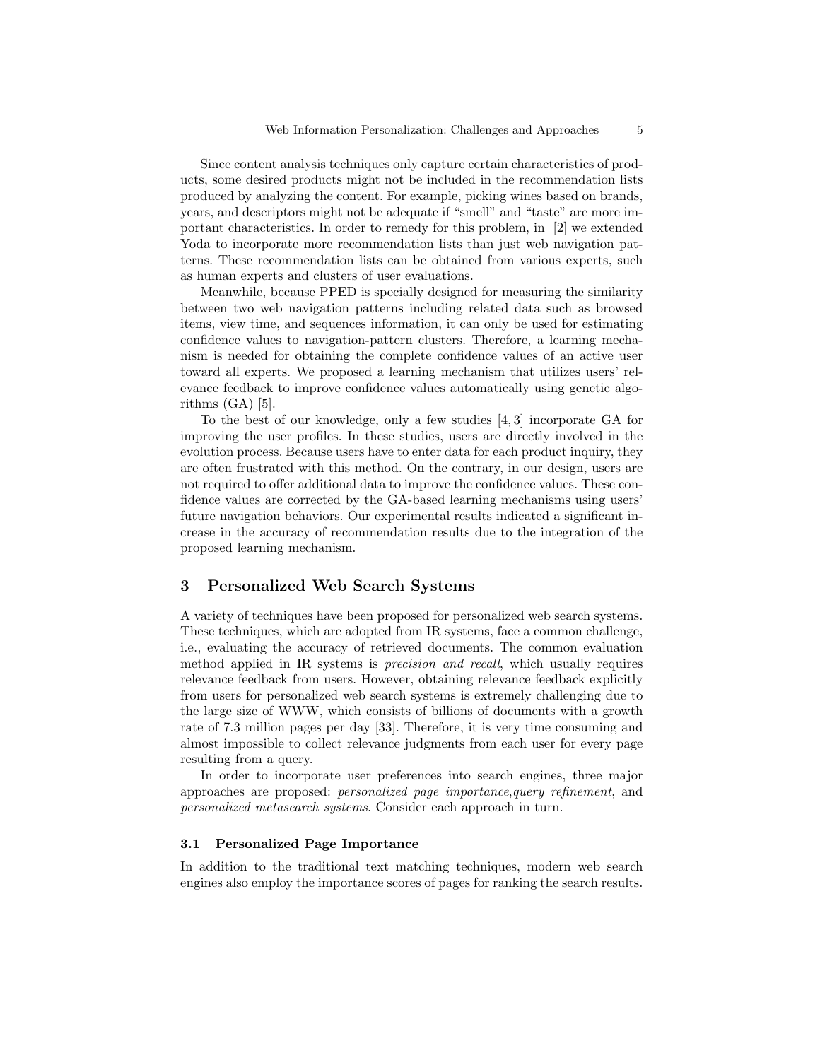Since content analysis techniques only capture certain characteristics of products, some desired products might not be included in the recommendation lists produced by analyzing the content. For example, picking wines based on brands, years, and descriptors might not be adequate if "smell" and "taste" are more important characteristics. In order to remedy for this problem, in [2] we extended Yoda to incorporate more recommendation lists than just web navigation patterns. These recommendation lists can be obtained from various experts, such as human experts and clusters of user evaluations.

Meanwhile, because PPED is specially designed for measuring the similarity between two web navigation patterns including related data such as browsed items, view time, and sequences information, it can only be used for estimating confidence values to navigation-pattern clusters. Therefore, a learning mechanism is needed for obtaining the complete confidence values of an active user toward all experts. We proposed a learning mechanism that utilizes users' relevance feedback to improve confidence values automatically using genetic algorithms (GA) [5].

To the best of our knowledge, only a few studies [4, 3] incorporate GA for improving the user profiles. In these studies, users are directly involved in the evolution process. Because users have to enter data for each product inquiry, they are often frustrated with this method. On the contrary, in our design, users are not required to offer additional data to improve the confidence values. These confidence values are corrected by the GA-based learning mechanisms using users' future navigation behaviors. Our experimental results indicated a significant increase in the accuracy of recommendation results due to the integration of the proposed learning mechanism.

## 3 Personalized Web Search Systems

A variety of techniques have been proposed for personalized web search systems. These techniques, which are adopted from IR systems, face a common challenge, i.e., evaluating the accuracy of retrieved documents. The common evaluation method applied in IR systems is *precision and recall*, which usually requires relevance feedback from users. However, obtaining relevance feedback explicitly from users for personalized web search systems is extremely challenging due to the large size of WWW, which consists of billions of documents with a growth rate of 7.3 million pages per day [33]. Therefore, it is very time consuming and almost impossible to collect relevance judgments from each user for every page resulting from a query.

In order to incorporate user preferences into search engines, three major approaches are proposed: *personalized page importance*,*query refinement*, and *personalized metasearch systems*. Consider each approach in turn.

### 3.1 Personalized Page Importance

In addition to the traditional text matching techniques, modern web search engines also employ the importance scores of pages for ranking the search results.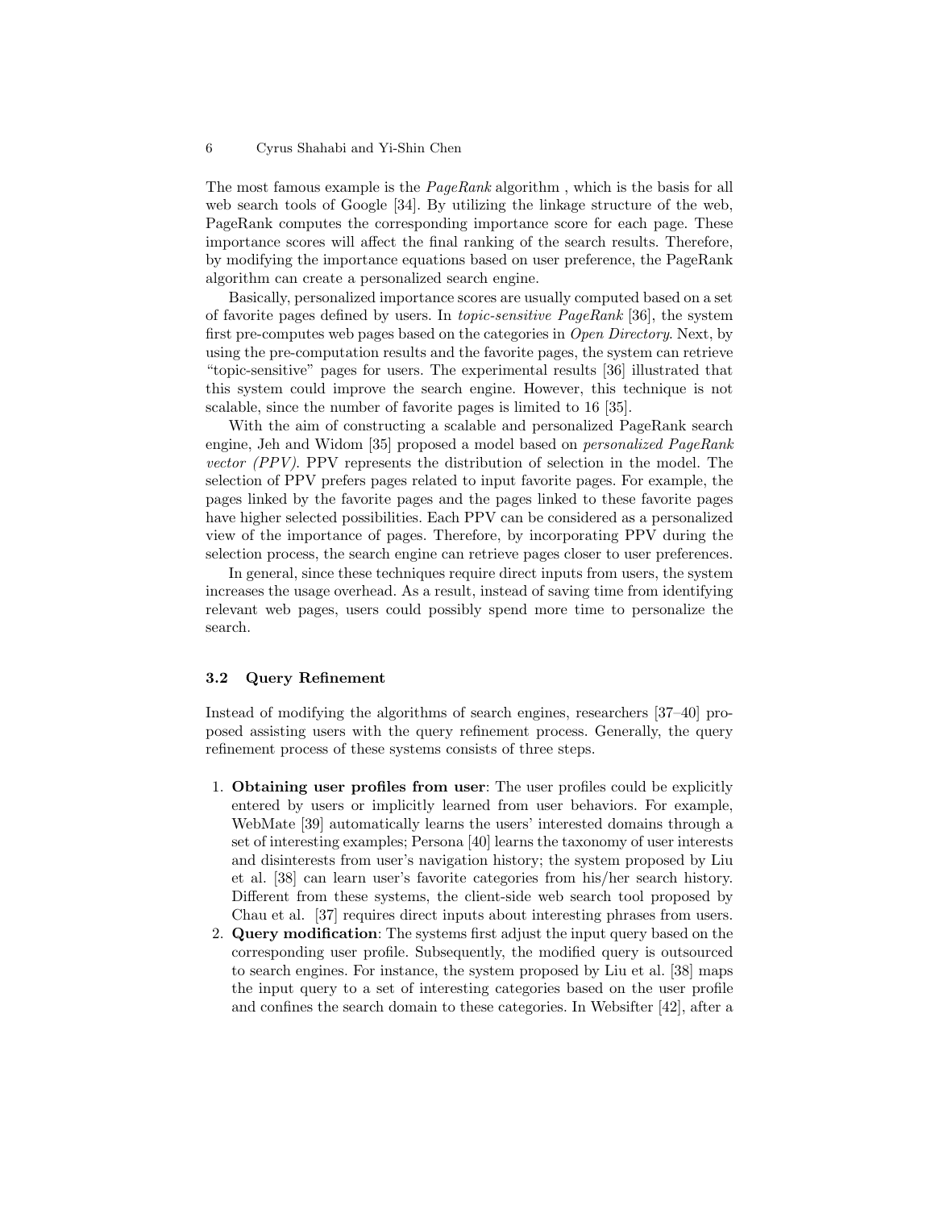The most famous example is the *PageRank* algorithm , which is the basis for all web search tools of Google [34]. By utilizing the linkage structure of the web, PageRank computes the corresponding importance score for each page. These importance scores will affect the final ranking of the search results. Therefore, by modifying the importance equations based on user preference, the PageRank algorithm can create a personalized search engine.

Basically, personalized importance scores are usually computed based on a set of favorite pages defined by users. In *topic-sensitive PageRank* [36], the system first pre-computes web pages based on the categories in *Open Directory*. Next, by using the pre-computation results and the favorite pages, the system can retrieve "topic-sensitive" pages for users. The experimental results [36] illustrated that this system could improve the search engine. However, this technique is not scalable, since the number of favorite pages is limited to 16 [35].

With the aim of constructing a scalable and personalized PageRank search engine, Jeh and Widom [35] proposed a model based on *personalized PageRank vector (PPV)*. PPV represents the distribution of selection in the model. The selection of PPV prefers pages related to input favorite pages. For example, the pages linked by the favorite pages and the pages linked to these favorite pages have higher selected possibilities. Each PPV can be considered as a personalized view of the importance of pages. Therefore, by incorporating PPV during the selection process, the search engine can retrieve pages closer to user preferences.

In general, since these techniques require direct inputs from users, the system increases the usage overhead. As a result, instead of saving time from identifying relevant web pages, users could possibly spend more time to personalize the search.

### 3.2 Query Refinement

Instead of modifying the algorithms of search engines, researchers [37–40] proposed assisting users with the query refinement process. Generally, the query refinement process of these systems consists of three steps.

1. **Obtaining user profiles from user**: The user profiles could be explicitly entered by users or implicitly learned from user behaviors. For example, WebMate [39] automatically learns the users' interested domains through a set of interesting examples; Persona [40] learns the taxonomy of user interests and disinterests from user's navigation history; the system proposed by Liu et al. [38] can learn user's favorite categories from his/her search history. Different from these systems, the client-side web search tool proposed by Chau et al. [37] requires direct inputs about interesting phrases from users.
2. **Query modification**: The systems first adjust the input query based on the corresponding user profile. Subsequently, the modified query is outsourced to search engines. For instance, the system proposed by Liu et al. [38] maps the input query to a set of interesting categories based on the user profile and confines the search domain to these categories. In Websifter [42], after a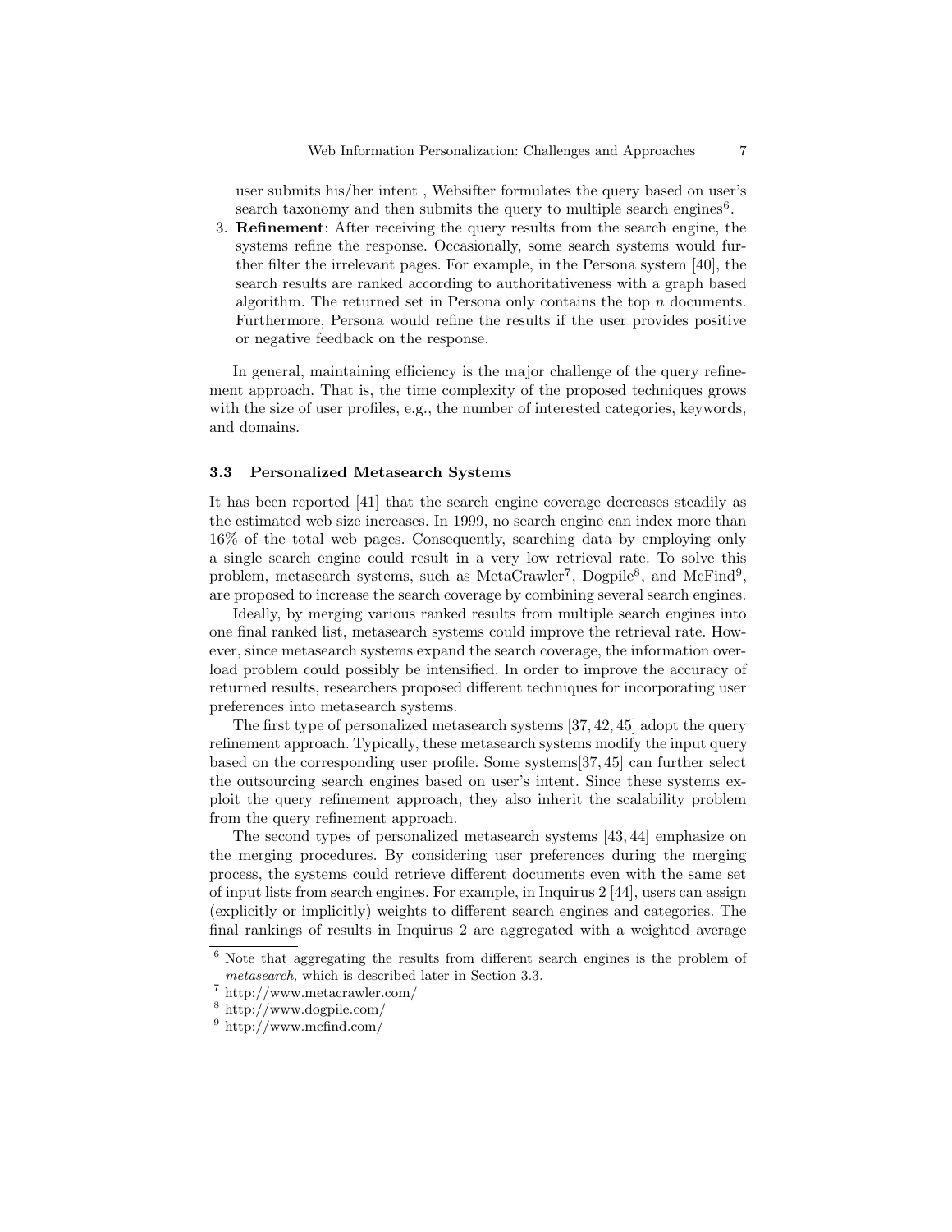user submits his/her intent , Websifter formulates the query based on user's search taxonomy and then submits the query to multiple search engines[6].

3. **Refinement**: After receiving the query results from the search engine, the systems refine the response. Occasionally, some search systems would further filter the irrelevant pages. For example, in the Persona system [40], the search results are ranked according to authoritativeness with a graph based algorithm. The returned set in Persona only contains the top $n$ documents. Furthermore, Persona would refine the results if the user provides positive or negative feedback on the response.

In general, maintaining efficiency is the major challenge of the query refinement approach. That is, the time complexity of the proposed techniques grows with the size of user profiles, e.g., the number of interested categories, keywords, and domains.

### 3.3 Personalized Metasearch Systems

It has been reported [41] that the search engine coverage decreases steadily as the estimated web size increases. In 1999, no search engine can index more than 16% of the total web pages. Consequently, searching data by employing only a single search engine could result in a very low retrieval rate. To solve this problem, metasearch systems, such as MetaCrawler[7], Dogpile[8], and McFind[9], are proposed to increase the search coverage by combining several search engines.

Ideally, by merging various ranked results from multiple search engines into one final ranked list, metasearch systems could improve the retrieval rate. However, since metasearch systems expand the search coverage, the information overload problem could possibly be intensified. In order to improve the accuracy of returned results, researchers proposed different techniques for incorporating user preferences into metasearch systems.

The first type of personalized metasearch systems [37, 42, 45] adopt the query refinement approach. Typically, these metasearch systems modify the input query based on the corresponding user profile. Some systems[37, 45] can further select the outsourcing search engines based on user's intent. Since these systems exploit the query refinement approach, they also inherit the scalability problem from the query refinement approach.

The second types of personalized metasearch systems [43, 44] emphasize on the merging procedures. By considering user preferences during the merging process, the systems could retrieve different documents even with the same set of input lists from search engines. For example, in Inquirus 2 [44], users can assign (explicitly or implicitly) weights to different search engines and categories. The final rankings of results in Inquirus 2 are aggregated with a weighted average

---

[6] Note that aggregating the results from different search engines is the problem of *metasearch*, which is described later in Section 3.3.

[7] http://www.metacrawler.com/

[8] http://www.dogpile.com/

[9] http://www.mcfind.com/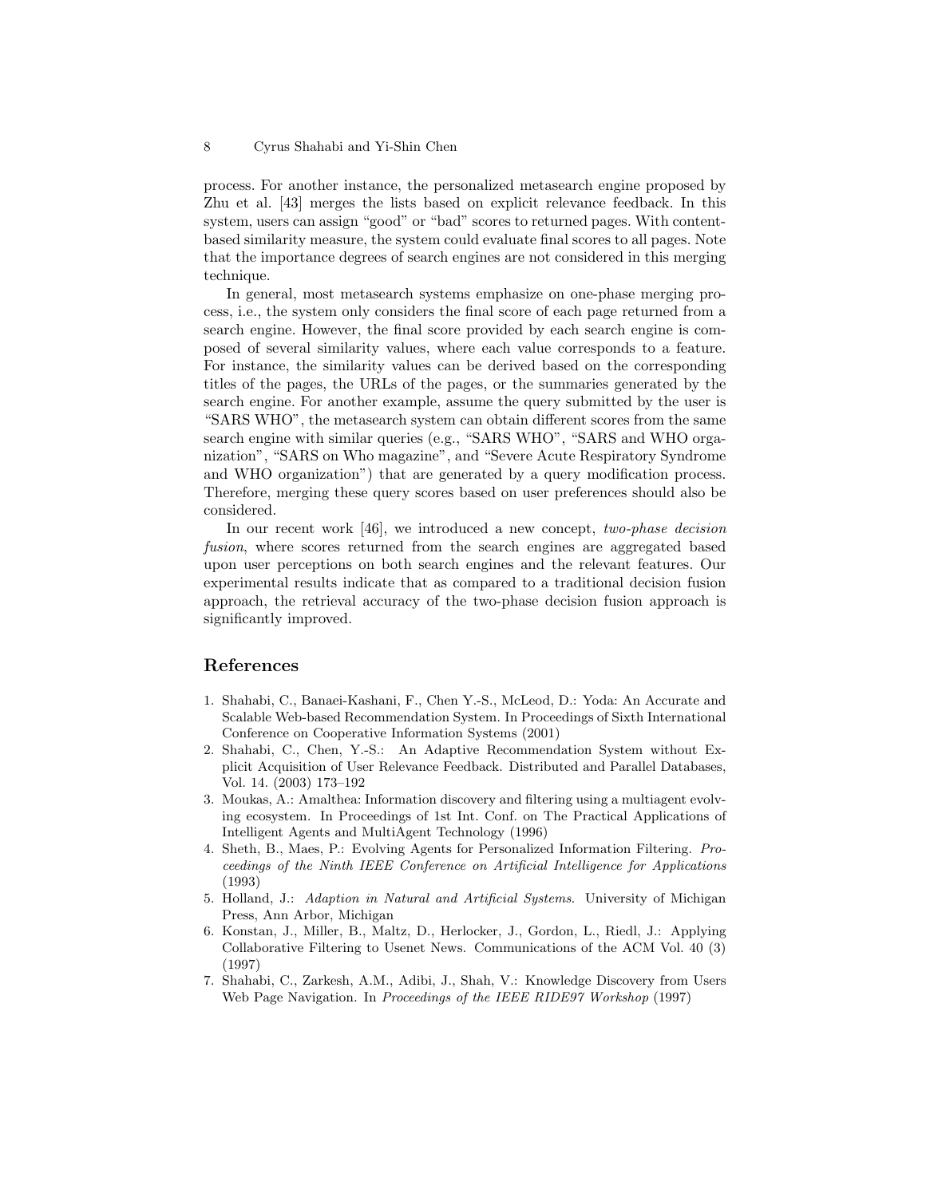process. For another instance, the personalized metasearch engine proposed by Zhu et al. [43] merges the lists based on explicit relevance feedback. In this system, users can assign "good" or "bad" scores to returned pages. With content-based similarity measure, the system could evaluate final scores to all pages. Note that the importance degrees of search engines are not considered in this merging technique.

In general, most metasearch systems emphasize on one-phase merging process, i.e., the system only considers the final score of each page returned from a search engine. However, the final score provided by each search engine is composed of several similarity values, where each value corresponds to a feature. For instance, the similarity values can be derived based on the corresponding titles of the pages, the URLs of the pages, or the summaries generated by the search engine. For another example, assume the query submitted by the user is "SARS WHO", the metasearch system can obtain different scores from the same search engine with similar queries (e.g., "SARS WHO", "SARS and WHO organization", "SARS on Who magazine", and "Severe Acute Respiratory Syndrome and WHO organization") that are generated by a query modification process. Therefore, merging these query scores based on user preferences should also be considered.

In our recent work [46], we introduced a new concept, *two-phase decision fusion*, where scores returned from the search engines are aggregated based upon user perceptions on both search engines and the relevant features. Our experimental results indicate that as compared to a traditional decision fusion approach, the retrieval accuracy of the two-phase decision fusion approach is significantly improved.

## References

1. Shahabi, C., Banaei-Kashani, F., Chen Y.-S., McLeod, D.: Yoda: An Accurate and Scalable Web-based Recommendation System. In Proceedings of Sixth International Conference on Cooperative Information Systems (2001)
2. Shahabi, C., Chen, Y.-S.: An Adaptive Recommendation System without Explicit Acquisition of User Relevance Feedback. Distributed and Parallel Databases, Vol. 14. (2003) 173–192
3. Moukas, A.: Amalthea: Information discovery and filtering using a multiagent evolving ecosystem. In Proceedings of 1st Int. Conf. on The Practical Applications of Intelligent Agents and MultiAgent Technology (1996)
4. Sheth, B., Maes, P.: Evolving Agents for Personalized Information Filtering. *Proceedings of the Ninth IEEE Conference on Artificial Intelligence for Applications* (1993)
5. Holland, J.: *Adaption in Natural and Artificial Systems*. University of Michigan Press, Ann Arbor, Michigan
6. Konstan, J., Miller, B., Maltz, D., Herlocker, J., Gordon, L., Riedl, J.: Applying Collaborative Filtering to Usenet News. Communications of the ACM Vol. 40 (3) (1997)
7. Shahabi, C., Zarkesh, A.M., Adibi, J., Shah, V.: Knowledge Discovery from Users Web Page Navigation. In *Proceedings of the IEEE RIDE97 Workshop* (1997)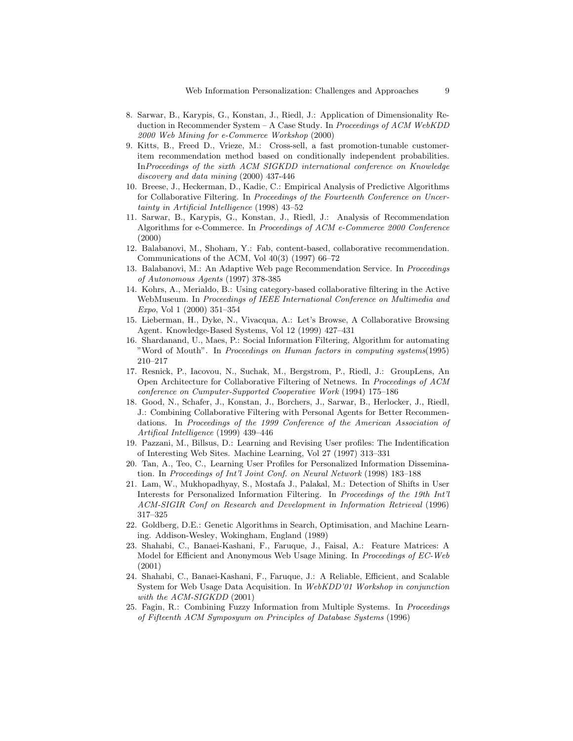8. Sarwar, B., Karypis, G., Konstan, J., Riedl, J.: Application of Dimensionality Reduction in Recommender System – A Case Study. In *Proceedings of ACM WebKDD 2000 Web Mining for e-Commerce Workshop* (2000)
9. Kitts, B., Freed D., Vrieze, M.: Cross-sell, a fast promotion-tunable customer-item recommendation method based on conditionally independent probabilities. In*Proceedings of the sixth ACM SIGKDD international conference on Knowledge discovery and data mining* (2000) 437-446
10. Breese, J., Heckerman, D., Kadie, C.: Empirical Analysis of Predictive Algorithms for Collaborative Filtering. In *Proceedings of the Fourteenth Conference on Uncertainty in Artificial Intelligence* (1998) 43–52
11. Sarwar, B., Karypis, G., Konstan, J., Riedl, J.: Analysis of Recommendation Algorithms for e-Commerce. In *Proceedings of ACM e-Commerce 2000 Conference* (2000)
12. Balabanovi, M., Shoham, Y.: Fab, content-based, collaborative recommendation. Communications of the ACM, Vol 40(3) (1997) 66–72
13. Balabanovi, M.: An Adaptive Web page Recommendation Service. In *Proceedings of Autonomous Agents* (1997) 378-385
14. Kohrs, A., Merialdo, B.: Using category-based collaborative filtering in the Active WebMuseum. In *Proceedings of IEEE International Conference on Multimedia and Expo*, Vol 1 (2000) 351–354
15. Lieberman, H., Dyke, N., Vivacqua, A.: Let's Browse, A Collaborative Browsing Agent. Knowledge-Based Systems, Vol 12 (1999) 427–431
16. Shardanand, U., Maes, P.: Social Information Filtering, Algorithm for automating "Word of Mouth". In *Proceedings on Human factors in computing systems*(1995) 210–217
17. Resnick, P., Iacovou, N., Suchak, M., Bergstrom, P., Riedl, J.: GroupLens, An Open Architecture for Collaborative Filtering of Netnews. In *Proceedings of ACM conference on Cumputer-Supported Cooperative Work* (1994) 175–186
18. Good, N., Schafer, J., Konstan, J., Borchers, J., Sarwar, B., Herlocker, J., Riedl, J.: Combining Collaborative Filtering with Personal Agents for Better Recommendations. In *Proceedings of the 1999 Conference of the American Association of Artifical Intelligence* (1999) 439–446
19. Pazzani, M., Billsus, D.: Learning and Revising User profiles: The Indentification of Interesting Web Sites. Machine Learning, Vol 27 (1997) 313–331
20. Tan, A., Teo, C., Learning User Profiles for Personalized Information Dissemination. In *Proceedings of Int'l Joint Conf. on Neural Network* (1998) 183–188
21. Lam, W., Mukhopadhyay, S., Mostafa J., Palakal, M.: Detection of Shifts in User Interests for Personalized Information Filtering. In *Proceedings of the 19th Int'l ACM-SIGIR Conf on Research and Development in Information Retrieval* (1996) 317–325
22. Goldberg, D.E.: Genetic Algorithms in Search, Optimisation, and Machine Learning. Addison-Wesley, Wokingham, England (1989)
23. Shahabi, C., Banaei-Kashani, F., Faruque, J., Faisal, A.: Feature Matrices: A Model for Efficient and Anonymous Web Usage Mining. In *Proceedings of EC-Web* (2001)
24. Shahabi, C., Banaei-Kashani, F., Faruque, J.: A Reliable, Efficient, and Scalable System for Web Usage Data Acquisition. In *WebKDD'01 Workshop in conjunction with the ACM-SIGKDD* (2001)
25. Fagin, R.: Combining Fuzzy Information from Multiple Systems. In *Proceedings of Fifteenth ACM Symposyum on Principles of Database Systems* (1996)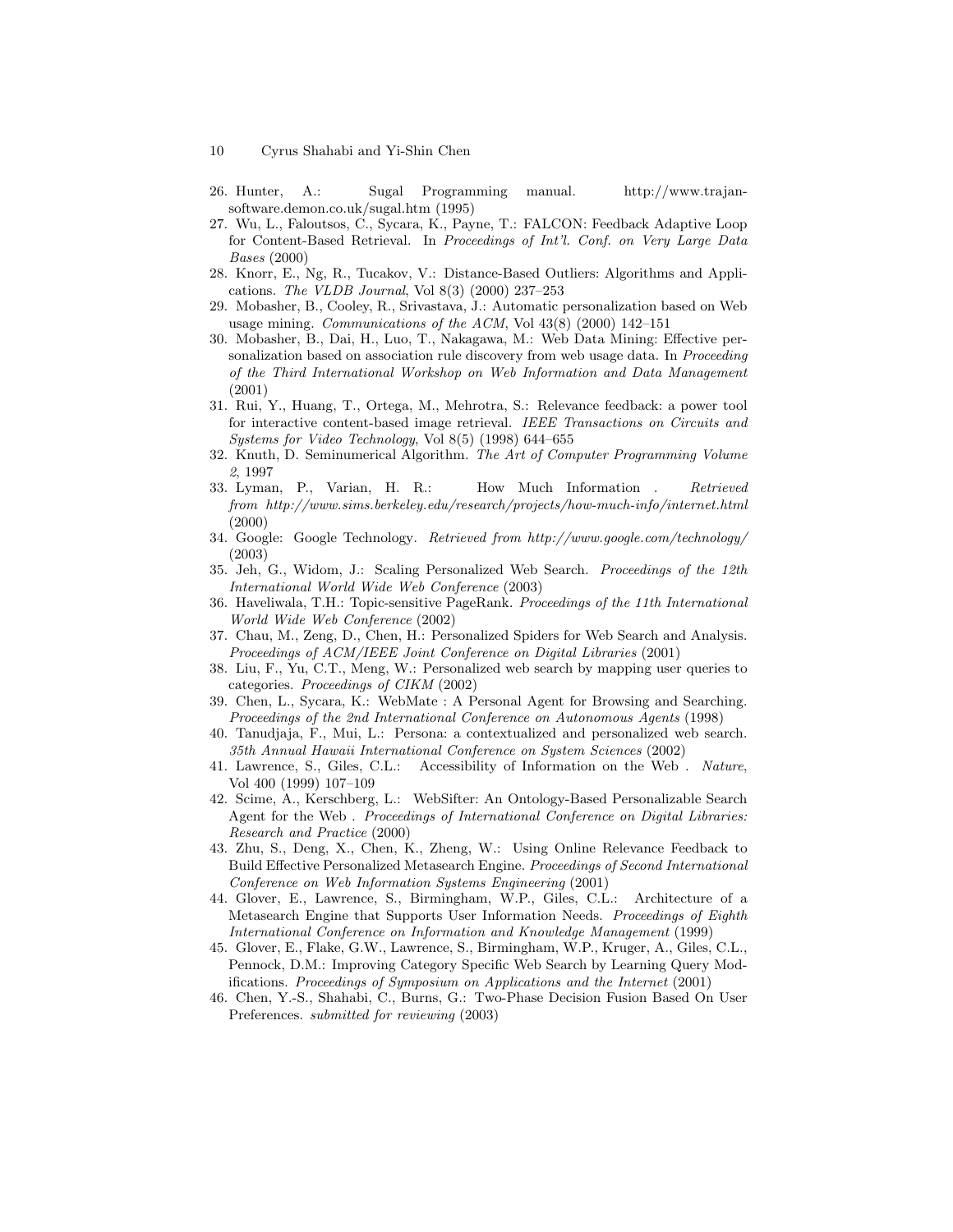26. Hunter, A.: Sugal Programming manual. http://www.trajan-software.demon.co.uk/sugal.htm (1995)
27. Wu, L., Faloutsos, C., Sycara, K., Payne, T.: FALCON: Feedback Adaptive Loop for Content-Based Retrieval. In *Proceedings of Int'l. Conf. on Very Large Data Bases* (2000)
28. Knorr, E., Ng, R., Tucakov, V.: Distance-Based Outliers: Algorithms and Applications. *The VLDB Journal*, Vol 8(3) (2000) 237–253
29. Mobasher, B., Cooley, R., Srivastava, J.: Automatic personalization based on Web usage mining. *Communications of the ACM*, Vol 43(8) (2000) 142–151
30. Mobasher, B., Dai, H., Luo, T., Nakagawa, M.: Web Data Mining: Effective personalization based on association rule discovery from web usage data. In *Proceeding of the Third International Workshop on Web Information and Data Management* (2001)
31. Rui, Y., Huang, T., Ortega, M., Mehrotra, S.: Relevance feedback: a power tool for interactive content-based image retrieval. *IEEE Transactions on Circuits and Systems for Video Technology*, Vol 8(5) (1998) 644–655
32. Knuth, D. Seminumerical Algorithm. *The Art of Computer Programming Volume 2*, 1997
33. Lyman, P., Varian, H. R.: How Much Information . *Retrieved from http://www.sims.berkeley.edu/research/projects/how-much-info/internet.html* (2000)
34. Google: Google Technology. *Retrieved from http://www.google.com/technology/* (2003)
35. Jeh, G., Widom, J.: Scaling Personalized Web Search. *Proceedings of the 12th International World Wide Web Conference* (2003)
36. Haveliwala, T.H.: Topic-sensitive PageRank. *Proceedings of the 11th International World Wide Web Conference* (2002)
37. Chau, M., Zeng, D., Chen, H.: Personalized Spiders for Web Search and Analysis. *Proceedings of ACM/IEEE Joint Conference on Digital Libraries* (2001)
38. Liu, F., Yu, C.T., Meng, W.: Personalized web search by mapping user queries to categories. *Proceedings of CIKM* (2002)
39. Chen, L., Sycara, K.: WebMate : A Personal Agent for Browsing and Searching. *Proceedings of the 2nd International Conference on Autonomous Agents* (1998)
40. Tanudjaja, F., Mui, L.: Persona: a contextualized and personalized web search. *35th Annual Hawaii International Conference on System Sciences* (2002)
41. Lawrence, S., Giles, C.L.: Accessibility of Information on the Web . *Nature*, Vol 400 (1999) 107–109
42. Scime, A., Kerschberg, L.: WebSifter: An Ontology-Based Personalizable Search Agent for the Web . *Proceedings of International Conference on Digital Libraries: Research and Practice* (2000)
43. Zhu, S., Deng, X., Chen, K., Zheng, W.: Using Online Relevance Feedback to Build Effective Personalized Metasearch Engine. *Proceedings of Second International Conference on Web Information Systems Engineering* (2001)
44. Glover, E., Lawrence, S., Birmingham, W.P., Giles, C.L.: Architecture of a Metasearch Engine that Supports User Information Needs. *Proceedings of Eighth International Conference on Information and Knowledge Management* (1999)
45. Glover, E., Flake, G.W., Lawrence, S., Birmingham, W.P., Kruger, A., Giles, C.L., Pennock, D.M.: Improving Category Specific Web Search by Learning Query Modifications. *Proceedings of Symposium on Applications and the Internet* (2001)
46. Chen, Y.-S., Shahabi, C., Burns, G.: Two-Phase Decision Fusion Based On User Preferences. *submitted for reviewing* (2003)